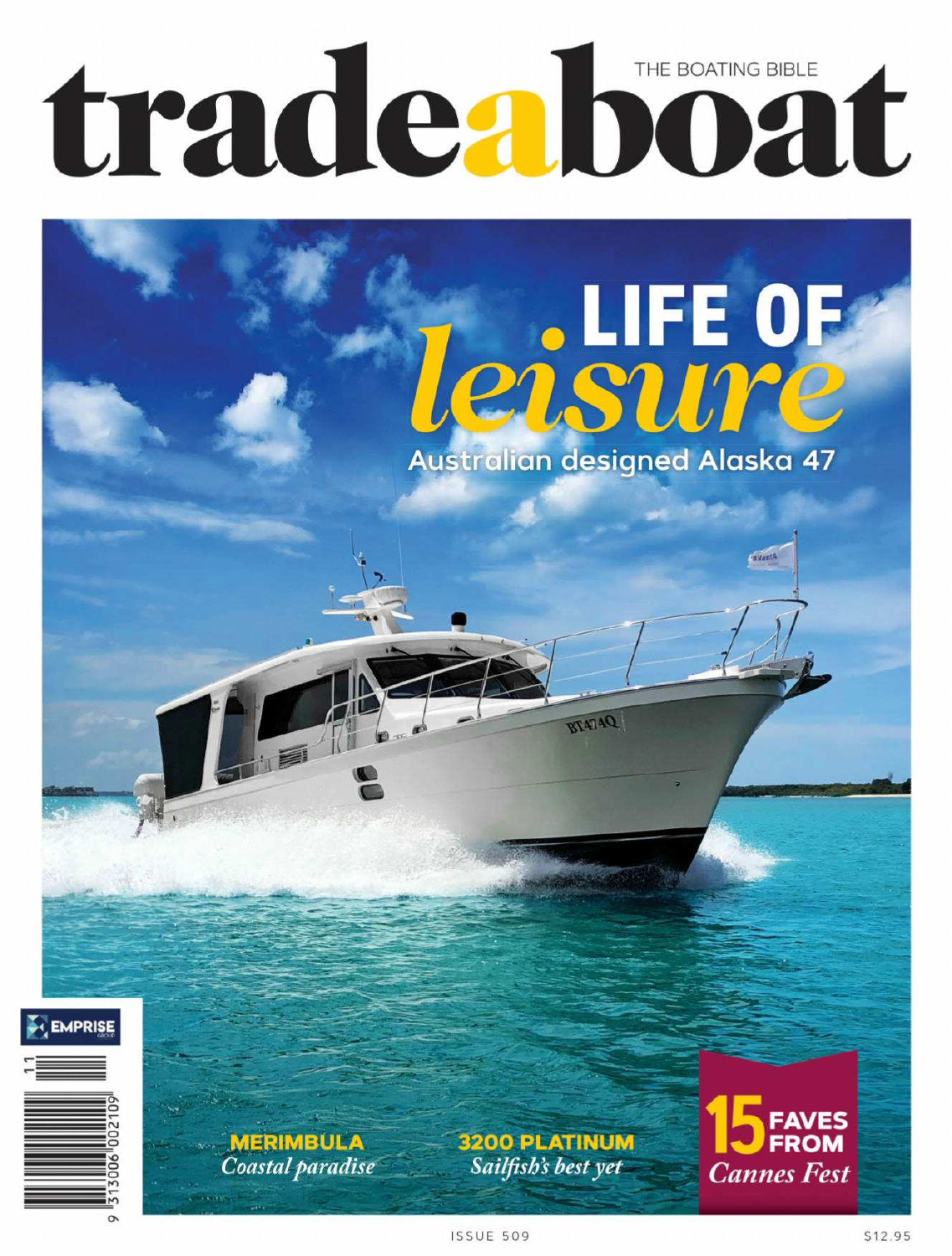# tradeaboat

THE BOATING BIBLE

## LIFE OF *leisure*

Australian designed Alaska 47

**MERIMBULA**
*Coastal paradise*

**3200 PLATINUM**
*Sailfish's best yet*

**15 FAVES FROM**
*Cannes Fest*

ISSUE 509

$12.95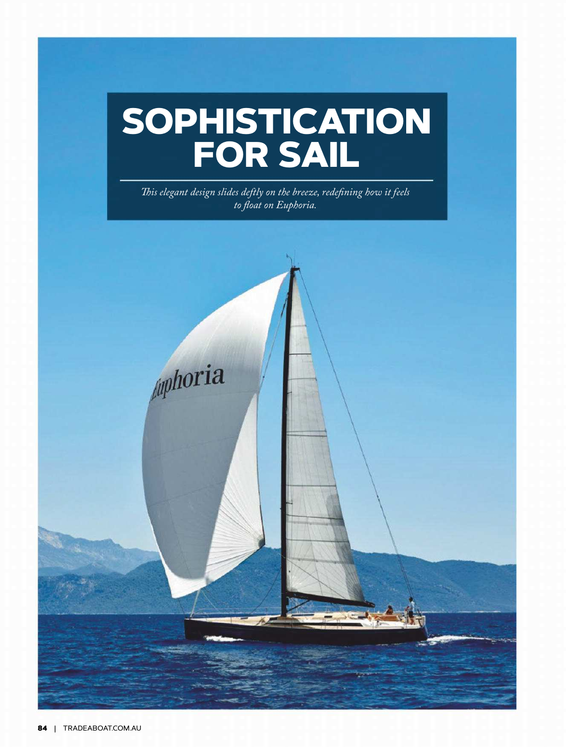# SOPHISTICATION FOR SAIL

*This elegant design slides deftly on the breeze, redefining how it feels to float on Euphoria.*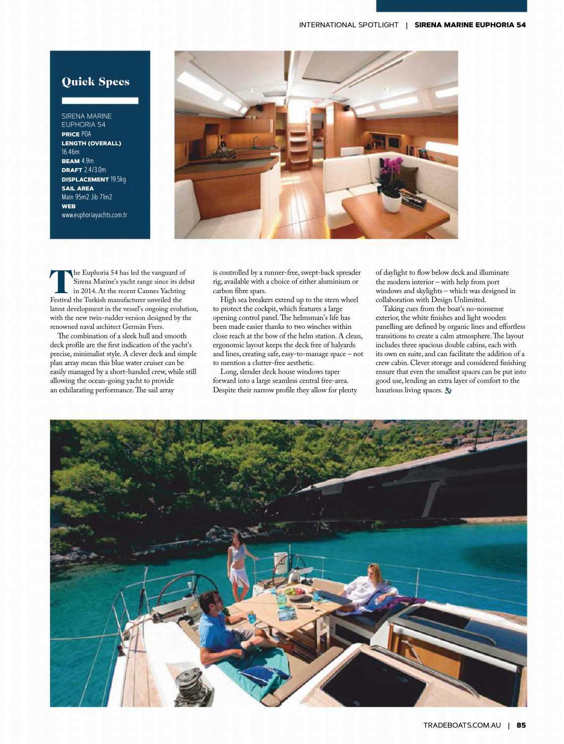## Quick Specs

SIRENA MARINE EUPHORIA 54

**PRICE** POA

**LENGTH (OVERALL)** 16.46m

**BEAM** 4.9m

**DRAFT** 2.4/3.0m

**DISPLACEMENT** 19.5kg

**SAIL AREA** Main 95m2 Jib 71m2

**WEB** www.euphoriayachts.com.tr

The Euphoria 54 has led the vanguard of Sirena Marine's yacht range since its debut in 2014. At the recent Cannes Yachting Festival the Turkish manufacturer unveiled the latest development in the vessel's ongoing evolution, with the new twin-rudder version designed by the renowned naval architect Germán Frers.

The combination of a sleek hull and smooth deck profile are the first indication of the yacht's precise, minimalist style. A clever deck and simple plan array mean this blue water cruiser can be easily managed by a short-handed crew, while still allowing the ocean-going yacht to provide an exhilarating performance. The sail array is controlled by a runner-free, swept-back spreader rig, available with a choice of either aluminium or carbon fibre spars.

High sea breakers extend up to the stern wheel to protect the cockpit, which features a large opening control panel. The helmsman's life has been made easier thanks to two winches within close reach at the bow of the helm station. A clean, ergonomic layout keeps the deck free of halyards and lines, creating safe, easy-to-manage space – not to mention a clutter-free aesthetic.

Long, slender deck house windows taper forward into a large seamless central free-area. Despite their narrow profile they allow for plenty of daylight to flow below deck and illuminate the modern interior – with help from port windows and skylights – which was designed in collaboration with Design Unlimited.

Taking cues from the boat's no-nonsense exterior, the white finishes and light wooden panelling are defined by organic lines and effortless transitions to create a calm atmosphere. The layout includes three spacious double cabins, each with its own en suite, and can facilitate the addition of a crew cabin. Clever storage and considered finishing ensure that even the smallest spaces can be put into good use, lending an extra layer of comfort to the luxurious living spaces.